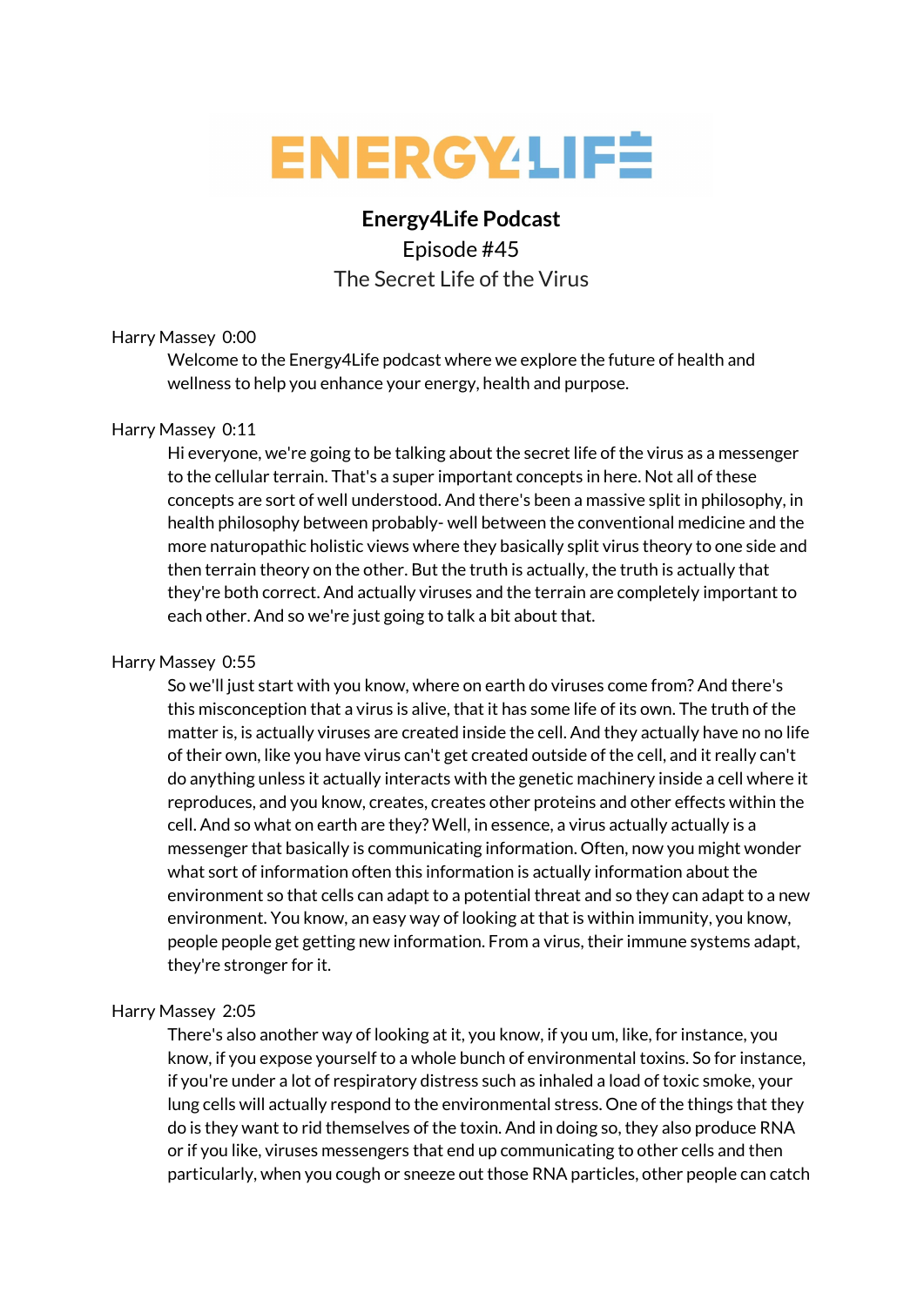# Energy4Life Podcast

Episode #45

The Secret Life of the Virus

Harry Massey 0:00

Welcome to the Energy4Life podcast where we explore the future of health and wellness to help you enhance your energy, health and purpose.

Harry Massey 0:11

Hi everyone, we're going to be talking about the secret life of the virus as a messenger to the cellular terrain. That's a super important concepts in here. Not all of these concepts are sort of well understood. And there's been a massive split in philosophy, in health philosophy between probably- well between the conventional medicine and the more naturopathic holistic views where they basically split virus theory to one side and then terrain theory on the other. But the truth is actually, the truth is actually that they're both correct. And actually viruses and the terrain are completely important to each other. And so we're just going to talk a bit about that.

Harry Massey 0:55

So we'll just start with you know, where on earth do viruses come from? And there's this misconception that a virus is alive, that it has some life of its own. The truth of the matter is, is actually viruses are created inside the cell. And they actually have no no life of their own, like you have virus can't get created outside of the cell, and it really can't do anything unless it actually interacts with the genetic machinery inside a cell where it reproduces, and you know, creates, creates other proteins and other effects within the cell. And so what on earth are they? Well, in essence, a virus actually actually is a messenger that basically is communicating information. Often, now you might wonder what sort of information often this information is actually information about the environment so that cells can adapt to a potential threat and so they can adapt to a new environment. You know, an easy way of looking at that is within immunity, you know, people people get getting new information. From a virus, their immune systems adapt, they're stronger for it.

Harry Massey 2:05

There's also another way of looking at it, you know, if you um, like, for instance, you know, if you expose yourself to a whole bunch of environmental toxins. So for instance, if you're under a lot of respiratory distress such as inhaled a load of toxic smoke, your lung cells will actually respond to the environmental stress. One of the things that they do is they want to rid themselves of the toxin. And in doing so, they also produce RNA or if you like, viruses messengers that end up communicating to other cells and then particularly, when you cough or sneeze out those RNA particles, other people can catch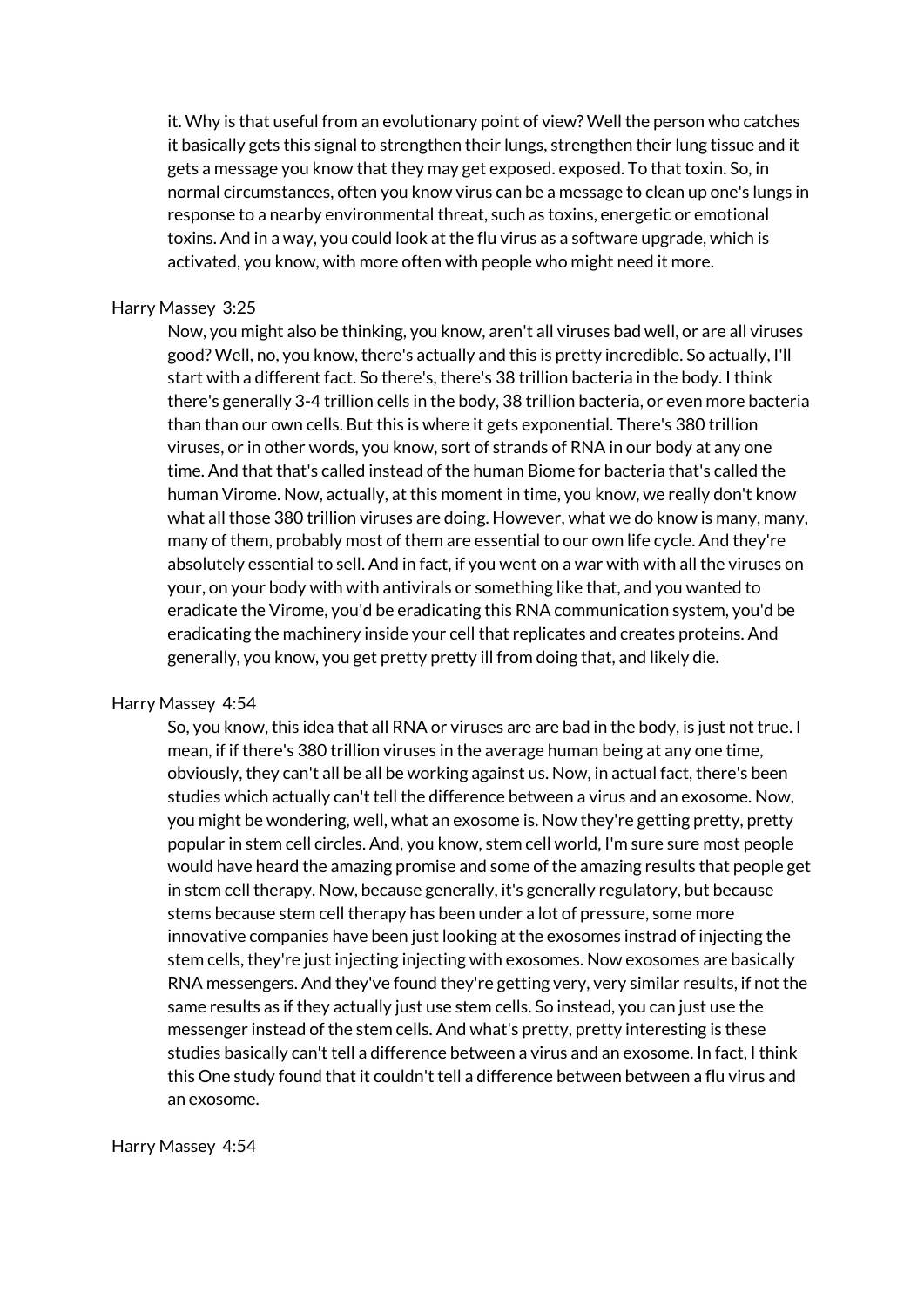it. Why is that useful from an evolutionary point of view? Well the person who catches it basically gets this signal to strengthen their lungs, strengthen their lung tissue and it gets a message you know that they may get exposed. exposed. To that toxin. So, in normal circumstances, often you know virus can be a message to clean up one's lungs in response to a nearby environmental threat, such as toxins, energetic or emotional toxins. And in a way, you could look at the flu virus as a software upgrade, which is activated, you know, with more often with people who might need it more.

Harry Massey 3:25

Now, you might also be thinking, you know, aren't all viruses bad well, or are all viruses good? Well, no, you know, there's actually and this is pretty incredible. So actually, I'll start with a different fact. So there's, there's 38 trillion bacteria in the body. I think there's generally 3-4 trillion cells in the body, 38 trillion bacteria, or even more bacteria than than our own cells. But this is where it gets exponential. There's 380 trillion viruses, or in other words, you know, sort of strands of RNA in our body at any one time. And that that's called instead of the human Biome for bacteria that's called the human Virome. Now, actually, at this moment in time, you know, we really don't know what all those 380 trillion viruses are doing. However, what we do know is many, many, many of them, probably most of them are essential to our own life cycle. And they're absolutely essential to sell. And in fact, if you went on a war with with all the viruses on your, on your body with with antivirals or something like that, and you wanted to eradicate the Virome, you'd be eradicating this RNA communication system, you'd be eradicating the machinery inside your cell that replicates and creates proteins. And generally, you know, you get pretty pretty ill from doing that, and likely die.

Harry Massey 4:54

So, you know, this idea that all RNA or viruses are are bad in the body, is just not true. I mean, if if there's 380 trillion viruses in the average human being at any one time, obviously, they can't all be all be working against us. Now, in actual fact, there's been studies which actually can't tell the difference between a virus and an exosome. Now, you might be wondering, well, what an exosome is. Now they're getting pretty, pretty popular in stem cell circles. And, you know, stem cell world, I'm sure sure most people would have heard the amazing promise and some of the amazing results that people get in stem cell therapy. Now, because generally, it's generally regulatory, but because stems because stem cell therapy has been under a lot of pressure, some more innovative companies have been just looking at the exosomes instrad of injecting the stem cells, they're just injecting injecting with exosomes. Now exosomes are basically RNA messengers. And they've found they're getting very, very similar results, if not the same results as if they actually just use stem cells. So instead, you can just use the messenger instead of the stem cells. And what's pretty, pretty interesting is these studies basically can't tell a difference between a virus and an exosome. In fact, I think this One study found that it couldn't tell a difference between between a flu virus and an exosome.

Harry Massey 4:54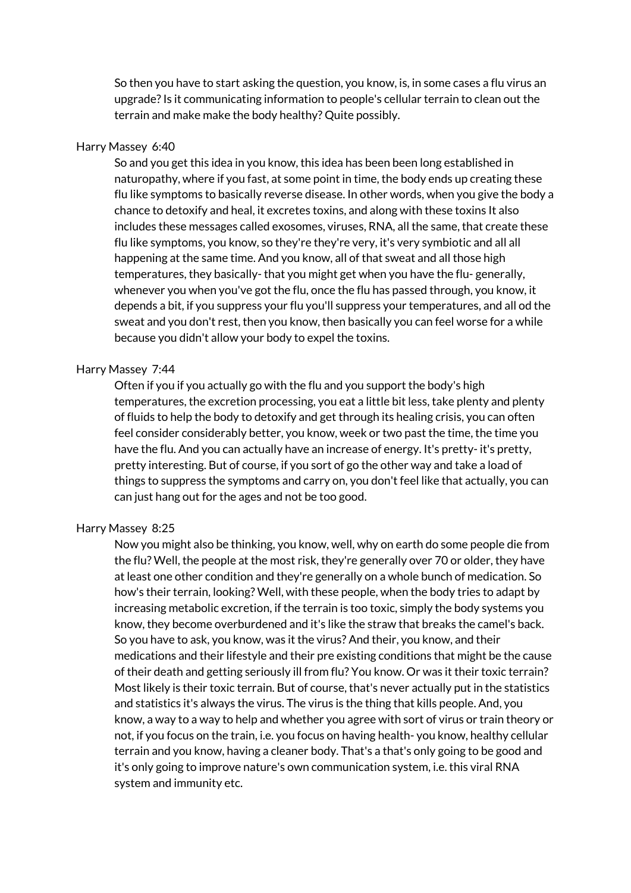So then you have to start asking the question, you know, is, in some cases a flu virus an upgrade? Is it communicating information to people's cellular terrain to clean out the terrain and make make the body healthy? Quite possibly.

Harry Massey 6:40

So and you get this idea in you know, this idea has been been long established in naturopathy, where if you fast, at some point in time, the body ends up creating these flu like symptoms to basically reverse disease. In other words, when you give the body a chance to detoxify and heal, it excretes toxins, and along with these toxins It also includes these messages called exosomes, viruses, RNA, all the same, that create these flu like symptoms, you know, so they're they're very, it's very symbiotic and all all happening at the same time. And you know, all of that sweat and all those high temperatures, they basically- that you might get when you have the flu- generally, whenever you when you've got the flu, once the flu has passed through, you know, it depends a bit, if you suppress your flu you'll suppress your temperatures, and all od the sweat and you don't rest, then you know, then basically you can feel worse for a while because you didn't allow your body to expel the toxins.

Harry Massey 7:44

Often if you if you actually go with the flu and you support the body's high temperatures, the excretion processing, you eat a little bit less, take plenty and plenty of fluids to help the body to detoxify and get through its healing crisis, you can often feel consider considerably better, you know, week or two past the time, the time you have the flu. And you can actually have an increase of energy. It's pretty- it's pretty, pretty interesting. But of course, if you sort of go the other way and take a load of things to suppress the symptoms and carry on, you don't feel like that actually, you can can just hang out for the ages and not be too good.

Harry Massey 8:25

Now you might also be thinking, you know, well, why on earth do some people die from the flu? Well, the people at the most risk, they're generally over 70 or older, they have at least one other condition and they're generally on a whole bunch of medication. So how's their terrain, looking? Well, with these people, when the body tries to adapt by increasing metabolic excretion, if the terrain is too toxic, simply the body systems you know, they become overburdened and it's like the straw that breaks the camel's back. So you have to ask, you know, was it the virus? And their, you know, and their medications and their lifestyle and their pre existing conditions that might be the cause of their death and getting seriously ill from flu? You know. Or was it their toxic terrain? Most likely is their toxic terrain. But of course, that's never actually put in the statistics and statistics it's always the virus. The virus is the thing that kills people. And, you know, a way to a way to help and whether you agree with sort of virus or train theory or not, if you focus on the train, i.e. you focus on having health- you know, healthy cellular terrain and you know, having a cleaner body. That's a that's only going to be good and it's only going to improve nature's own communication system, i.e. this viral RNA system and immunity etc.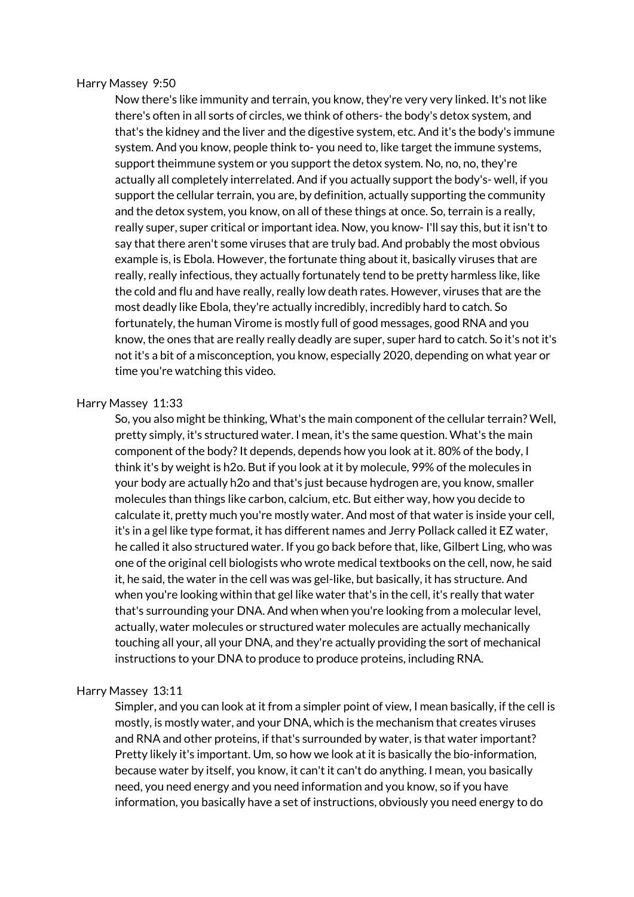Harry Massey 9:50

Now there's like immunity and terrain, you know, they're very very linked. It's not like there's often in all sorts of circles, we think of others- the body's detox system, and that's the kidney and the liver and the digestive system, etc. And it's the body's immune system. And you know, people think to- you need to, like target the immune systems, support theimmune system or you support the detox system. No, no, no, they're actually all completely interrelated. And if you actually support the body's- well, if you support the cellular terrain, you are, by definition, actually supporting the community and the detox system, you know, on all of these things at once. So, terrain is a really, really super, super critical or important idea. Now, you know- I'll say this, but it isn't to say that there aren't some viruses that are truly bad. And probably the most obvious example is, is Ebola. However, the fortunate thing about it, basically viruses that are really, really infectious, they actually fortunately tend to be pretty harmless like, like the cold and flu and have really, really low death rates. However, viruses that are the most deadly like Ebola, they're actually incredibly, incredibly hard to catch. So fortunately, the human Virome is mostly full of good messages, good RNA and you know, the ones that are really really deadly are super, super hard to catch. So it's not it's not it's a bit of a misconception, you know, especially 2020, depending on what year or time you're watching this video.

Harry Massey 11:33

So, you also might be thinking, What's the main component of the cellular terrain? Well, pretty simply, it's structured water. I mean, it's the same question. What's the main component of the body? It depends, depends how you look at it. 80% of the body, I think it's by weight is h2o. But if you look at it by molecule, 99% of the molecules in your body are actually h2o and that's just because hydrogen are, you know, smaller molecules than things like carbon, calcium, etc. But either way, how you decide to calculate it, pretty much you're mostly water. And most of that water is inside your cell, it's in a gel like type format, it has different names and Jerry Pollack called it EZ water, he called it also structured water. If you go back before that, like, Gilbert Ling, who was one of the original cell biologists who wrote medical textbooks on the cell, now, he said it, he said, the water in the cell was was gel-like, but basically, it has structure. And when you're looking within that gel like water that's in the cell, it's really that water that's surrounding your DNA. And when when you're looking from a molecular level, actually, water molecules or structured water molecules are actually mechanically touching all your, all your DNA, and they're actually providing the sort of mechanical instructions to your DNA to produce to produce proteins, including RNA.

Harry Massey 13:11

Simpler, and you can look at it from a simpler point of view, I mean basically, if the cell is mostly, is mostly water, and your DNA, which is the mechanism that creates viruses and RNA and other proteins, if that's surrounded by water, is that water important? Pretty likely it's important. Um, so how we look at it is basically the bio-information, because water by itself, you know, it can't it can't do anything. I mean, you basically need, you need energy and you need information and you know, so if you have information, you basically have a set of instructions, obviously you need energy to do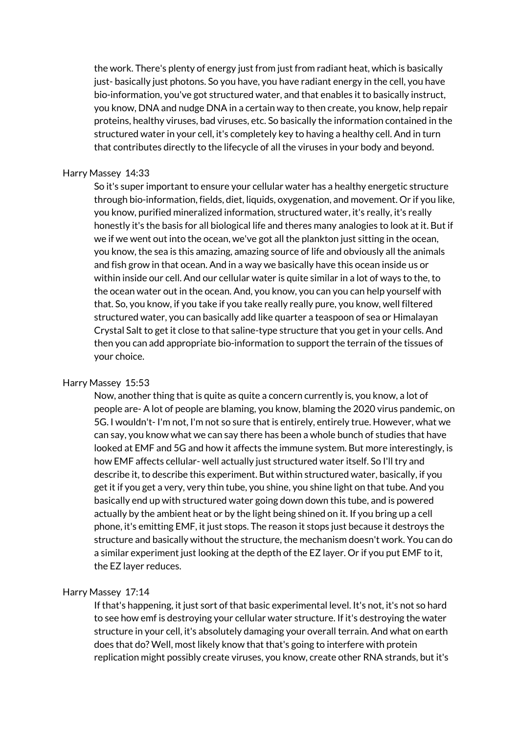the work. There's plenty of energy just from just from radiant heat, which is basically just- basically just photons. So you have, you have radiant energy in the cell, you have bio-information, you've got structured water, and that enables it to basically instruct, you know, DNA and nudge DNA in a certain way to then create, you know, help repair proteins, healthy viruses, bad viruses, etc. So basically the information contained in the structured water in your cell, it's completely key to having a healthy cell. And in turn that contributes directly to the lifecycle of all the viruses in your body and beyond.

Harry Massey 14:33

So it's super important to ensure your cellular water has a healthy energetic structure through bio-information, fields, diet, liquids, oxygenation, and movement. Or if you like, you know, purified mineralized information, structured water, it's really, it's really honestly it's the basis for all biological life and theres many analogies to look at it. But if we if we went out into the ocean, we've got all the plankton just sitting in the ocean, you know, the sea is this amazing, amazing source of life and obviously all the animals and fish grow in that ocean. And in a way we basically have this ocean inside us or within inside our cell. And our cellular water is quite similar in a lot of ways to the, to the ocean water out in the ocean. And, you know, you can you can help yourself with that. So, you know, if you take if you take really really pure, you know, well filtered structured water, you can basically add like quarter a teaspoon of sea or Himalayan Crystal Salt to get it close to that saline-type structure that you get in your cells. And then you can add appropriate bio-information to support the terrain of the tissues of your choice.

Harry Massey 15:53

Now, another thing that is quite as quite a concern currently is, you know, a lot of people are- A lot of people are blaming, you know, blaming the 2020 virus pandemic, on 5G. I wouldn't- I'm not, I'm not so sure that is entirely, entirely true. However, what we can say, you know what we can say there has been a whole bunch of studies that have looked at EMF and 5G and how it affects the immune system. But more interestingly, is how EMF affects cellular- well actually just structured water itself. So I'll try and describe it, to describe this experiment. But within structured water, basically, if you get it if you get a very, very thin tube, you shine, you shine light on that tube. And you basically end up with structured water going down down this tube, and is powered actually by the ambient heat or by the light being shined on it. If you bring up a cell phone, it's emitting EMF, it just stops. The reason it stops just because it destroys the structure and basically without the structure, the mechanism doesn't work. You can do a similar experiment just looking at the depth of the EZ layer. Or if you put EMF to it, the EZ layer reduces.

Harry Massey 17:14

If that's happening, it just sort of that basic experimental level. It's not, it's not so hard to see how emf is destroying your cellular water structure. If it's destroying the water structure in your cell, it's absolutely damaging your overall terrain. And what on earth does that do? Well, most likely know that that's going to interfere with protein replication might possibly create viruses, you know, create other RNA strands, but it's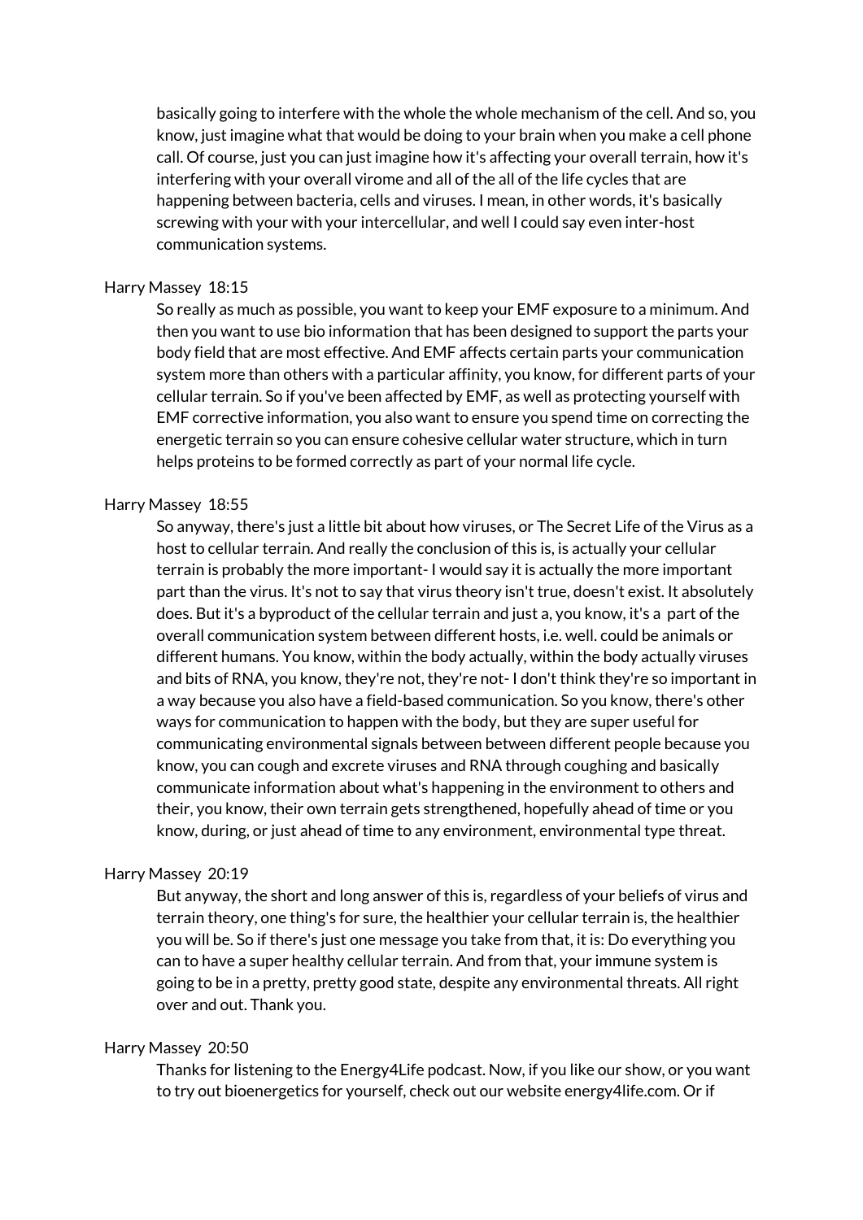basically going to interfere with the whole the whole mechanism of the cell. And so, you know, just imagine what that would be doing to your brain when you make a cell phone call. Of course, just you can just imagine how it's affecting your overall terrain, how it's interfering with your overall virome and all of the all of the life cycles that are happening between bacteria, cells and viruses. I mean, in other words, it's basically screwing with your with your intercellular, and well I could say even inter-host communication systems.

Harry Massey 18:15

So really as much as possible, you want to keep your EMF exposure to a minimum. And then you want to use bio information that has been designed to support the parts your body field that are most effective. And EMF affects certain parts your communication system more than others with a particular affinity, you know, for different parts of your cellular terrain. So if you've been affected by EMF, as well as protecting yourself with EMF corrective information, you also want to ensure you spend time on correcting the energetic terrain so you can ensure cohesive cellular water structure, which in turn helps proteins to be formed correctly as part of your normal life cycle.

Harry Massey 18:55

So anyway, there's just a little bit about how viruses, or The Secret Life of the Virus as a host to cellular terrain. And really the conclusion of this is, is actually your cellular terrain is probably the more important- I would say it is actually the more important part than the virus. It's not to say that virus theory isn't true, doesn't exist. It absolutely does. But it's a byproduct of the cellular terrain and just a, you know, it's a part of the overall communication system between different hosts, i.e. well. could be animals or different humans. You know, within the body actually, within the body actually viruses and bits of RNA, you know, they're not, they're not- I don't think they're so important in a way because you also have a field-based communication. So you know, there's other ways for communication to happen with the body, but they are super useful for communicating environmental signals between between different people because you know, you can cough and excrete viruses and RNA through coughing and basically communicate information about what's happening in the environment to others and their, you know, their own terrain gets strengthened, hopefully ahead of time or you know, during, or just ahead of time to any environment, environmental type threat.

Harry Massey 20:19

But anyway, the short and long answer of this is, regardless of your beliefs of virus and terrain theory, one thing's for sure, the healthier your cellular terrain is, the healthier you will be. So if there's just one message you take from that, it is: Do everything you can to have a super healthy cellular terrain. And from that, your immune system is going to be in a pretty, pretty good state, despite any environmental threats. All right over and out. Thank you.

Harry Massey 20:50

Thanks for listening to the Energy4Life podcast. Now, if you like our show, or you want to try out bioenergetics for yourself, check out our website energy4life.com. Or if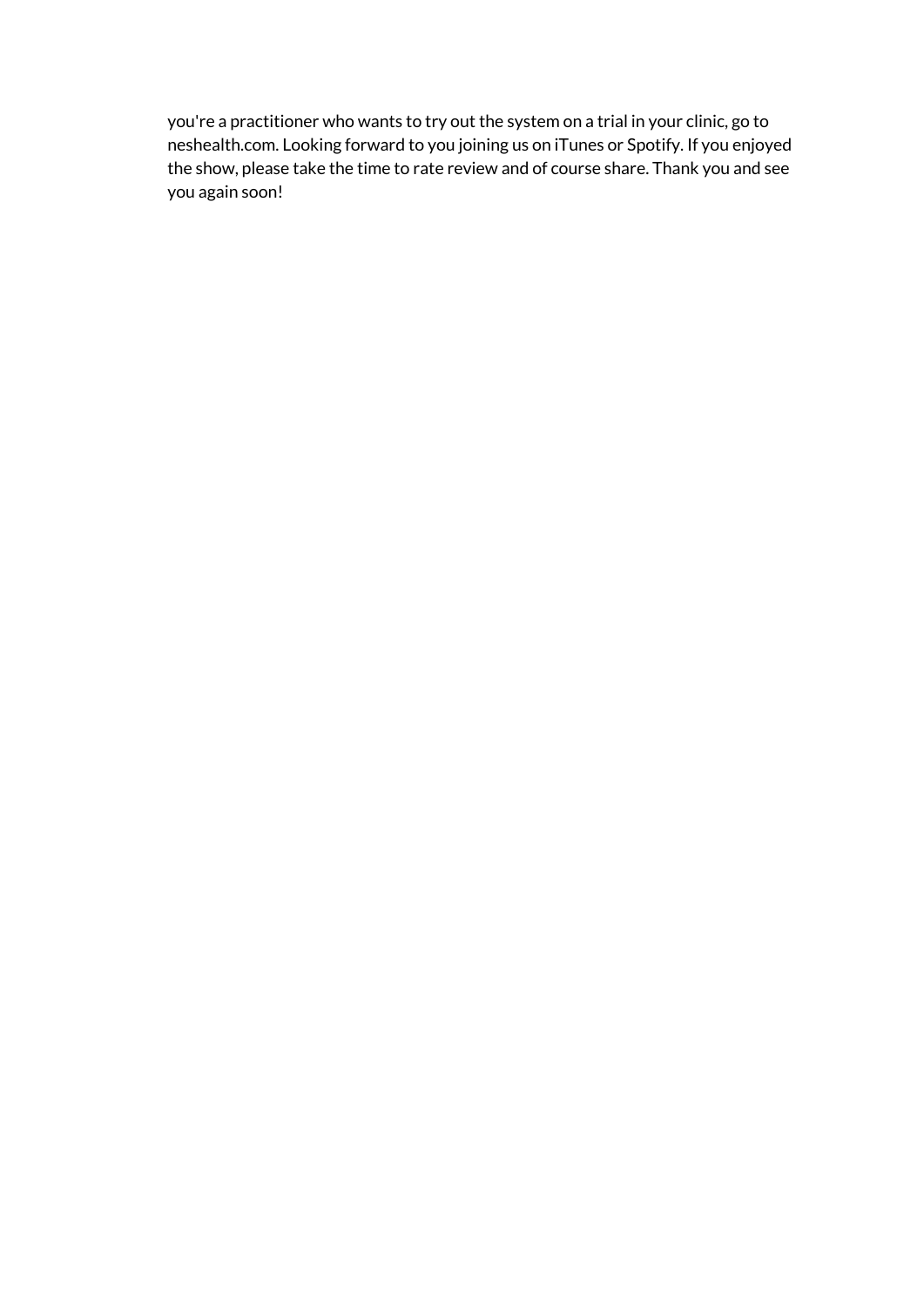you're a practitioner who wants to try out the system on a trial in your clinic, go to neshealth.com. Looking forward to you joining us on iTunes or Spotify. If you enjoyed the show, please take the time to rate review and of course share. Thank you and see you again soon!